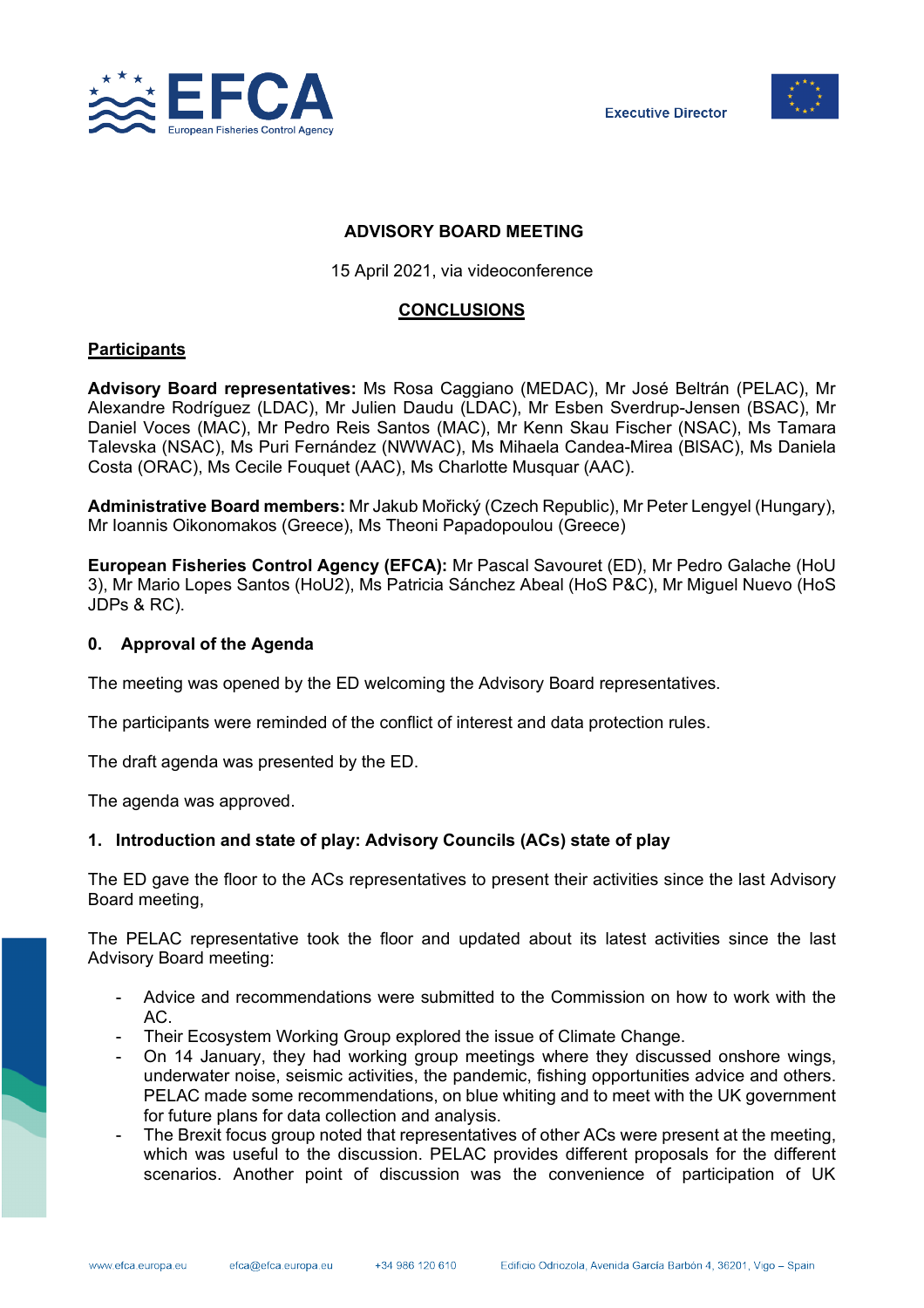Executive Director

## ADVISORY BOARD MEETING

15 April 2021, via videoconference

## CONCLUSIONS

### Participants

**Advisory Board representatives:** Ms Rosa Caggiano (MEDAC), Mr José Beltrán (PELAC), Mr Alexandre Rodríguez (LDAC), Mr Julien Daudu (LDAC), Mr Esben Sverdrup-Jensen (BSAC), Mr Daniel Voces (MAC), Mr Pedro Reis Santos (MAC), Mr Kenn Skau Fischer (NSAC), Ms Tamara Talevska (NSAC), Ms Puri Fernández (NWWAC), Ms Mihaela Candea-Mirea (BlSAC), Ms Daniela Costa (ORAC), Ms Cecile Fouquet (AAC), Ms Charlotte Musquar (AAC).

**Administrative Board members:** Mr Jakub Mořický (Czech Republic), Mr Peter Lengyel (Hungary), Mr Ioannis Oikonomakos (Greece), Ms Theoni Papadopoulou (Greece)

**European Fisheries Control Agency (EFCA):** Mr Pascal Savouret (ED), Mr Pedro Galache (HoU 3), Mr Mario Lopes Santos (HoU2), Ms Patricia Sánchez Abeal (HoS P&C), Mr Miguel Nuevo (HoS JDPs & RC).

### 0. Approval of the Agenda

The meeting was opened by the ED welcoming the Advisory Board representatives.

The participants were reminded of the conflict of interest and data protection rules.

The draft agenda was presented by the ED.

The agenda was approved.

### 1. Introduction and state of play: Advisory Councils (ACs) state of play

The ED gave the floor to the ACs representatives to present their activities since the last Advisory Board meeting,

The PELAC representative took the floor and updated about its latest activities since the last Advisory Board meeting:

- Advice and recommendations were submitted to the Commission on how to work with the AC.
- Their Ecosystem Working Group explored the issue of Climate Change.
- On 14 January, they had working group meetings where they discussed onshore wings, underwater noise, seismic activities, the pandemic, fishing opportunities advice and others. PELAC made some recommendations, on blue whiting and to meet with the UK government for future plans for data collection and analysis.
- The Brexit focus group noted that representatives of other ACs were present at the meeting, which was useful to the discussion. PELAC provides different proposals for the different scenarios. Another point of discussion was the convenience of participation of UK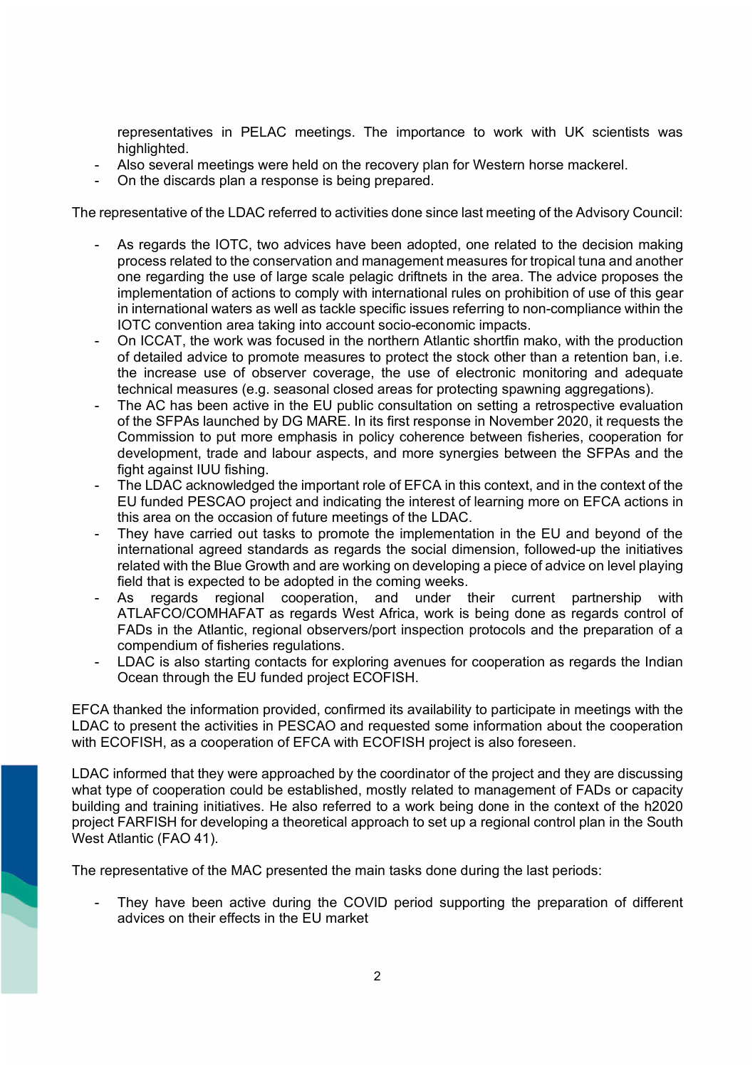representatives in PELAC meetings. The importance to work with UK scientists was highlighted.
- Also several meetings were held on the recovery plan for Western horse mackerel.
- On the discards plan a response is being prepared.

The representative of the LDAC referred to activities done since last meeting of the Advisory Council:

- As regards the IOTC, two advices have been adopted, one related to the decision making process related to the conservation and management measures for tropical tuna and another one regarding the use of large scale pelagic driftnets in the area. The advice proposes the implementation of actions to comply with international rules on prohibition of use of this gear in international waters as well as tackle specific issues referring to non-compliance within the IOTC convention area taking into account socio-economic impacts.
- On ICCAT, the work was focused in the northern Atlantic shortfin mako, with the production of detailed advice to promote measures to protect the stock other than a retention ban, i.e. the increase use of observer coverage, the use of electronic monitoring and adequate technical measures (e.g. seasonal closed areas for protecting spawning aggregations).
- The AC has been active in the EU public consultation on setting a retrospective evaluation of the SFPAs launched by DG MARE. In its first response in November 2020, it requests the Commission to put more emphasis in policy coherence between fisheries, cooperation for development, trade and labour aspects, and more synergies between the SFPAs and the fight against IUU fishing.
- The LDAC acknowledged the important role of EFCA in this context, and in the context of the EU funded PESCAO project and indicating the interest of learning more on EFCA actions in this area on the occasion of future meetings of the LDAC.
- They have carried out tasks to promote the implementation in the EU and beyond of the international agreed standards as regards the social dimension, followed-up the initiatives related with the Blue Growth and are working on developing a piece of advice on level playing field that is expected to be adopted in the coming weeks.
- As regards regional cooperation, and under their current partnership with ATLAFCO/COMHAFAT as regards West Africa, work is being done as regards control of FADs in the Atlantic, regional observers/port inspection protocols and the preparation of a compendium of fisheries regulations.
- LDAC is also starting contacts for exploring avenues for cooperation as regards the Indian Ocean through the EU funded project ECOFISH.

EFCA thanked the information provided, confirmed its availability to participate in meetings with the LDAC to present the activities in PESCAO and requested some information about the cooperation with ECOFISH, as a cooperation of EFCA with ECOFISH project is also foreseen.

LDAC informed that they were approached by the coordinator of the project and they are discussing what type of cooperation could be established, mostly related to management of FADs or capacity building and training initiatives. He also referred to a work being done in the context of the h2020 project FARFISH for developing a theoretical approach to set up a regional control plan in the South West Atlantic (FAO 41).

The representative of the MAC presented the main tasks done during the last periods:

- They have been active during the COVID period supporting the preparation of different advices on their effects in the EU market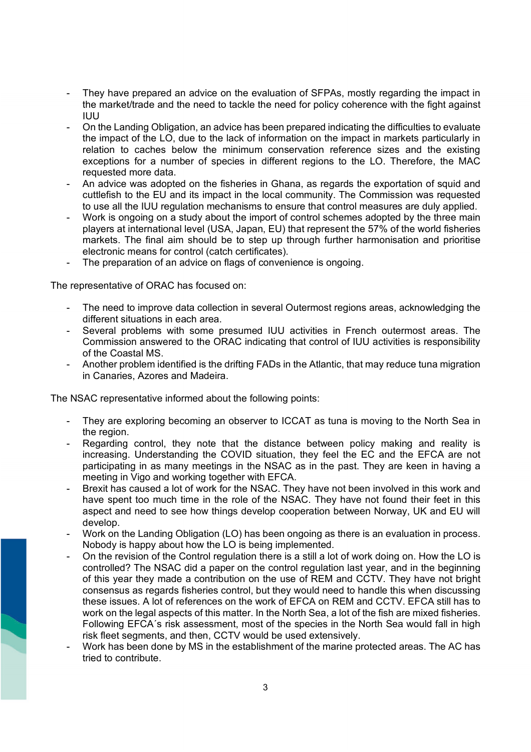- They have prepared an advice on the evaluation of SFPAs, mostly regarding the impact in the market/trade and the need to tackle the need for policy coherence with the fight against IUU
- On the Landing Obligation, an advice has been prepared indicating the difficulties to evaluate the impact of the LO, due to the lack of information on the impact in markets particularly in relation to caches below the minimum conservation reference sizes and the existing exceptions for a number of species in different regions to the LO. Therefore, the MAC requested more data.
- An advice was adopted on the fisheries in Ghana, as regards the exportation of squid and cuttlefish to the EU and its impact in the local community. The Commission was requested to use all the IUU regulation mechanisms to ensure that control measures are duly applied.
- Work is ongoing on a study about the import of control schemes adopted by the three main players at international level (USA, Japan, EU) that represent the 57% of the world fisheries markets. The final aim should be to step up through further harmonisation and prioritise electronic means for control (catch certificates).
- The preparation of an advice on flags of convenience is ongoing.

The representative of ORAC has focused on:

- The need to improve data collection in several Outermost regions areas, acknowledging the different situations in each area.
- Several problems with some presumed IUU activities in French outermost areas. The Commission answered to the ORAC indicating that control of IUU activities is responsibility of the Coastal MS.
- Another problem identified is the drifting FADs in the Atlantic, that may reduce tuna migration in Canaries, Azores and Madeira.

The NSAC representative informed about the following points:

- They are exploring becoming an observer to ICCAT as tuna is moving to the North Sea in the region.
- Regarding control, they note that the distance between policy making and reality is increasing. Understanding the COVID situation, they feel the EC and the EFCA are not participating in as many meetings in the NSAC as in the past. They are keen in having a meeting in Vigo and working together with EFCA.
- Brexit has caused a lot of work for the NSAC. They have not been involved in this work and have spent too much time in the role of the NSAC. They have not found their feet in this aspect and need to see how things develop cooperation between Norway, UK and EU will develop.
- Work on the Landing Obligation (LO) has been ongoing as there is an evaluation in process. Nobody is happy about how the LO is being implemented.
- On the revision of the Control regulation there is a still a lot of work doing on. How the LO is controlled? The NSAC did a paper on the control regulation last year, and in the beginning of this year they made a contribution on the use of REM and CCTV. They have not bright consensus as regards fisheries control, but they would need to handle this when discussing these issues. A lot of references on the work of EFCA on REM and CCTV. EFCA still has to work on the legal aspects of this matter. In the North Sea, a lot of the fish are mixed fisheries. Following EFCA´s risk assessment, most of the species in the North Sea would fall in high risk fleet segments, and then, CCTV would be used extensively.
- Work has been done by MS in the establishment of the marine protected areas. The AC has tried to contribute.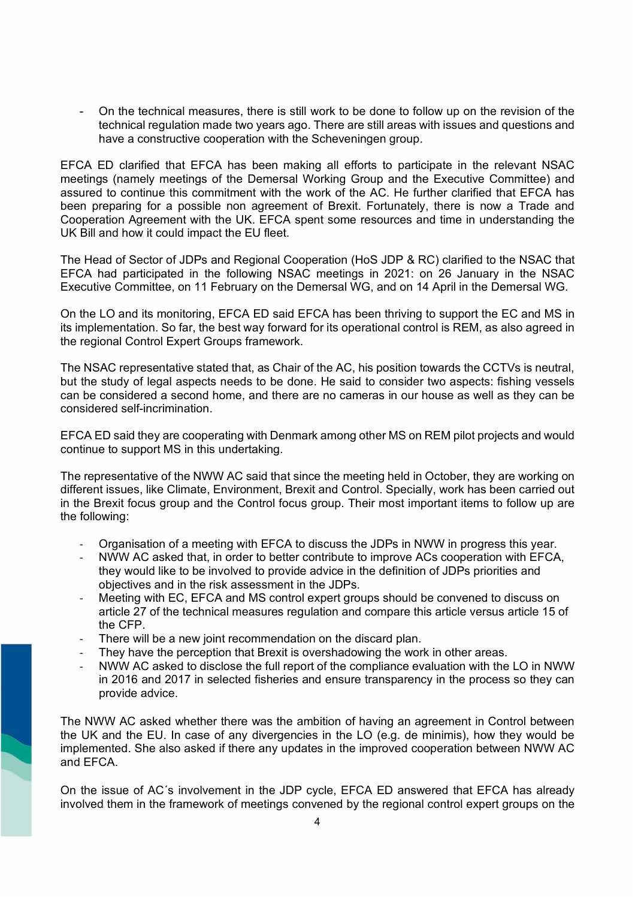- On the technical measures, there is still work to be done to follow up on the revision of the technical regulation made two years ago. There are still areas with issues and questions and have a constructive cooperation with the Scheveningen group.

EFCA ED clarified that EFCA has been making all efforts to participate in the relevant NSAC meetings (namely meetings of the Demersal Working Group and the Executive Committee) and assured to continue this commitment with the work of the AC. He further clarified that EFCA has been preparing for a possible non agreement of Brexit. Fortunately, there is now a Trade and Cooperation Agreement with the UK. EFCA spent some resources and time in understanding the UK Bill and how it could impact the EU fleet.

The Head of Sector of JDPs and Regional Cooperation (HoS JDP & RC) clarified to the NSAC that EFCA had participated in the following NSAC meetings in 2021: on 26 January in the NSAC Executive Committee, on 11 February on the Demersal WG, and on 14 April in the Demersal WG.

On the LO and its monitoring, EFCA ED said EFCA has been thriving to support the EC and MS in its implementation. So far, the best way forward for its operational control is REM, as also agreed in the regional Control Expert Groups framework.

The NSAC representative stated that, as Chair of the AC, his position towards the CCTVs is neutral, but the study of legal aspects needs to be done. He said to consider two aspects: fishing vessels can be considered a second home, and there are no cameras in our house as well as they can be considered self-incrimination.

EFCA ED said they are cooperating with Denmark among other MS on REM pilot projects and would continue to support MS in this undertaking.

The representative of the NWW AC said that since the meeting held in October, they are working on different issues, like Climate, Environment, Brexit and Control. Specially, work has been carried out in the Brexit focus group and the Control focus group. Their most important items to follow up are the following:

- Organisation of a meeting with EFCA to discuss the JDPs in NWW in progress this year.
- NWW AC asked that, in order to better contribute to improve ACs cooperation with EFCA, they would like to be involved to provide advice in the definition of JDPs priorities and objectives and in the risk assessment in the JDPs.
- Meeting with EC, EFCA and MS control expert groups should be convened to discuss on article 27 of the technical measures regulation and compare this article versus article 15 of the CFP.
- There will be a new joint recommendation on the discard plan.
- They have the perception that Brexit is overshadowing the work in other areas.
- NWW AC asked to disclose the full report of the compliance evaluation with the LO in NWW in 2016 and 2017 in selected fisheries and ensure transparency in the process so they can provide advice.

The NWW AC asked whether there was the ambition of having an agreement in Control between the UK and the EU. In case of any divergencies in the LO (e.g. de minimis), how they would be implemented. She also asked if there any updates in the improved cooperation between NWW AC and EFCA.

On the issue of AC´s involvement in the JDP cycle, EFCA ED answered that EFCA has already involved them in the framework of meetings convened by the regional control expert groups on the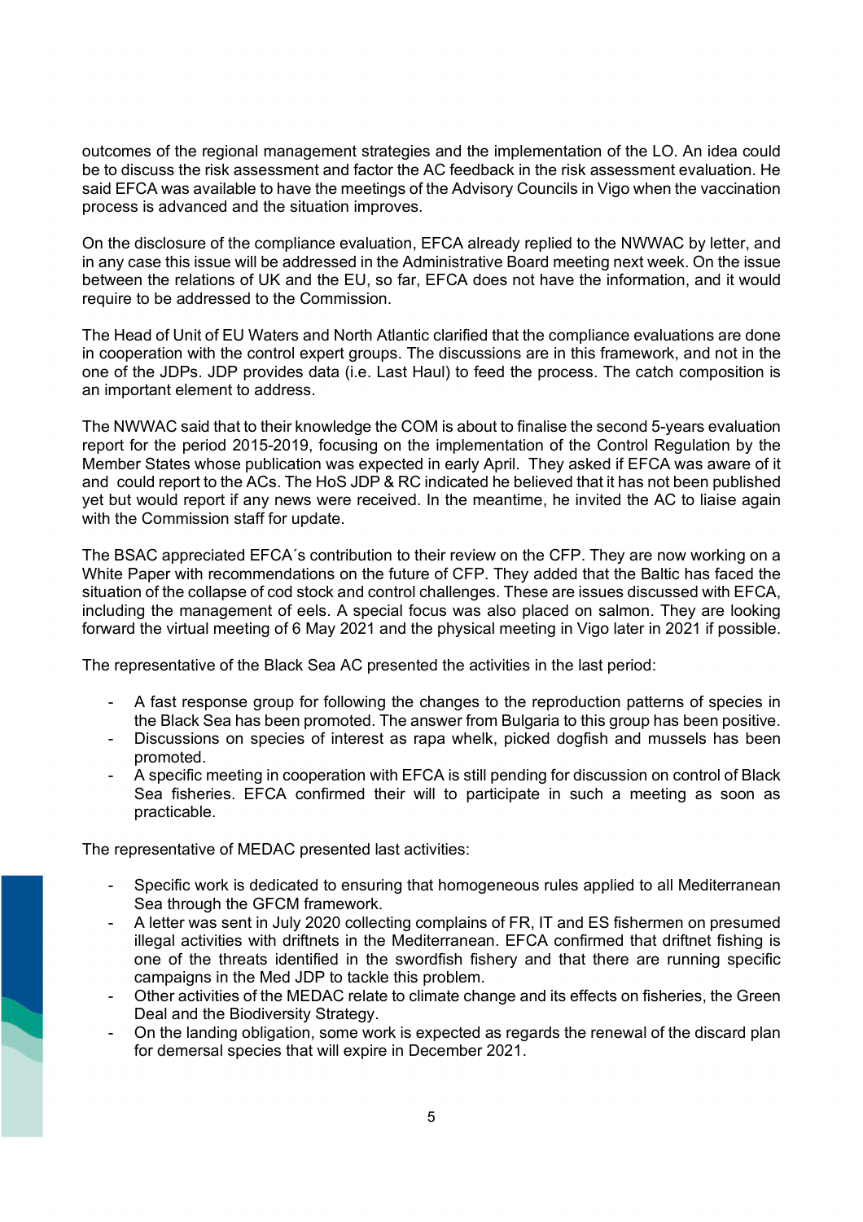outcomes of the regional management strategies and the implementation of the LO. An idea could be to discuss the risk assessment and factor the AC feedback in the risk assessment evaluation. He said EFCA was available to have the meetings of the Advisory Councils in Vigo when the vaccination process is advanced and the situation improves.

On the disclosure of the compliance evaluation, EFCA already replied to the NWWAC by letter, and in any case this issue will be addressed in the Administrative Board meeting next week. On the issue between the relations of UK and the EU, so far, EFCA does not have the information, and it would require to be addressed to the Commission.

The Head of Unit of EU Waters and North Atlantic clarified that the compliance evaluations are done in cooperation with the control expert groups. The discussions are in this framework, and not in the one of the JDPs. JDP provides data (i.e. Last Haul) to feed the process. The catch composition is an important element to address.

The NWWAC said that to their knowledge the COM is about to finalise the second 5-years evaluation report for the period 2015-2019, focusing on the implementation of the Control Regulation by the Member States whose publication was expected in early April. They asked if EFCA was aware of it and could report to the ACs. The HoS JDP & RC indicated he believed that it has not been published yet but would report if any news were received. In the meantime, he invited the AC to liaise again with the Commission staff for update.

The BSAC appreciated EFCA´s contribution to their review on the CFP. They are now working on a White Paper with recommendations on the future of CFP. They added that the Baltic has faced the situation of the collapse of cod stock and control challenges. These are issues discussed with EFCA, including the management of eels. A special focus was also placed on salmon. They are looking forward the virtual meeting of 6 May 2021 and the physical meeting in Vigo later in 2021 if possible.

The representative of the Black Sea AC presented the activities in the last period:

- A fast response group for following the changes to the reproduction patterns of species in the Black Sea has been promoted. The answer from Bulgaria to this group has been positive.
- Discussions on species of interest as rapa whelk, picked dogfish and mussels has been promoted.
- A specific meeting in cooperation with EFCA is still pending for discussion on control of Black Sea fisheries. EFCA confirmed their will to participate in such a meeting as soon as practicable.

The representative of MEDAC presented last activities:

- Specific work is dedicated to ensuring that homogeneous rules applied to all Mediterranean Sea through the GFCM framework.
- A letter was sent in July 2020 collecting complains of FR, IT and ES fishermen on presumed illegal activities with driftnets in the Mediterranean. EFCA confirmed that driftnet fishing is one of the threats identified in the swordfish fishery and that there are running specific campaigns in the Med JDP to tackle this problem.
- Other activities of the MEDAC relate to climate change and its effects on fisheries, the Green Deal and the Biodiversity Strategy.
- On the landing obligation, some work is expected as regards the renewal of the discard plan for demersal species that will expire in December 2021.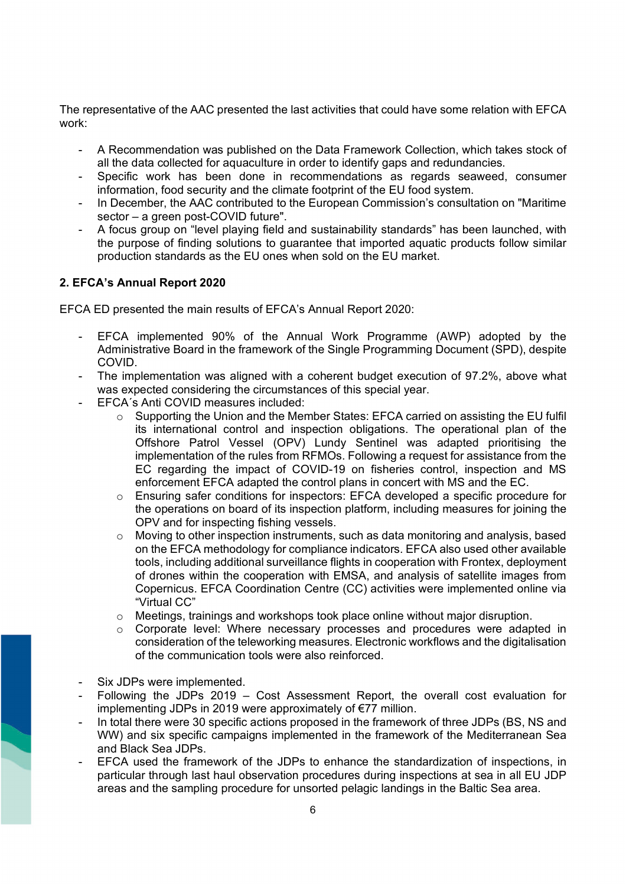The representative of the AAC presented the last activities that could have some relation with EFCA work:

- A Recommendation was published on the Data Framework Collection, which takes stock of all the data collected for aquaculture in order to identify gaps and redundancies.
- Specific work has been done in recommendations as regards seaweed, consumer information, food security and the climate footprint of the EU food system.
- In December, the AAC contributed to the European Commission's consultation on "Maritime sector – a green post-COVID future".
- A focus group on "level playing field and sustainability standards" has been launched, with the purpose of finding solutions to guarantee that imported aquatic products follow similar production standards as the EU ones when sold on the EU market.

## 2. EFCA's Annual Report 2020

EFCA ED presented the main results of EFCA's Annual Report 2020:

- EFCA implemented 90% of the Annual Work Programme (AWP) adopted by the Administrative Board in the framework of the Single Programming Document (SPD), despite COVID.
- The implementation was aligned with a coherent budget execution of 97.2%, above what was expected considering the circumstances of this special year.
- EFCA´s Anti COVID measures included:
  - Supporting the Union and the Member States: EFCA carried on assisting the EU fulfil its international control and inspection obligations. The operational plan of the Offshore Patrol Vessel (OPV) Lundy Sentinel was adapted prioritising the implementation of the rules from RFMOs. Following a request for assistance from the EC regarding the impact of COVID-19 on fisheries control, inspection and MS enforcement EFCA adapted the control plans in concert with MS and the EC.
  - Ensuring safer conditions for inspectors: EFCA developed a specific procedure for the operations on board of its inspection platform, including measures for joining the OPV and for inspecting fishing vessels.
  - Moving to other inspection instruments, such as data monitoring and analysis, based on the EFCA methodology for compliance indicators. EFCA also used other available tools, including additional surveillance flights in cooperation with Frontex, deployment of drones within the cooperation with EMSA, and analysis of satellite images from Copernicus. EFCA Coordination Centre (CC) activities were implemented online via "Virtual CC"
  - Meetings, trainings and workshops took place online without major disruption.
  - Corporate level: Where necessary processes and procedures were adapted in consideration of the teleworking measures. Electronic workflows and the digitalisation of the communication tools were also reinforced.

- Six JDPs were implemented.
- Following the JDPs 2019 – Cost Assessment Report, the overall cost evaluation for implementing JDPs in 2019 were approximately of €77 million.
- In total there were 30 specific actions proposed in the framework of three JDPs (BS, NS and WW) and six specific campaigns implemented in the framework of the Mediterranean Sea and Black Sea JDPs.
- EFCA used the framework of the JDPs to enhance the standardization of inspections, in particular through last haul observation procedures during inspections at sea in all EU JDP areas and the sampling procedure for unsorted pelagic landings in the Baltic Sea area.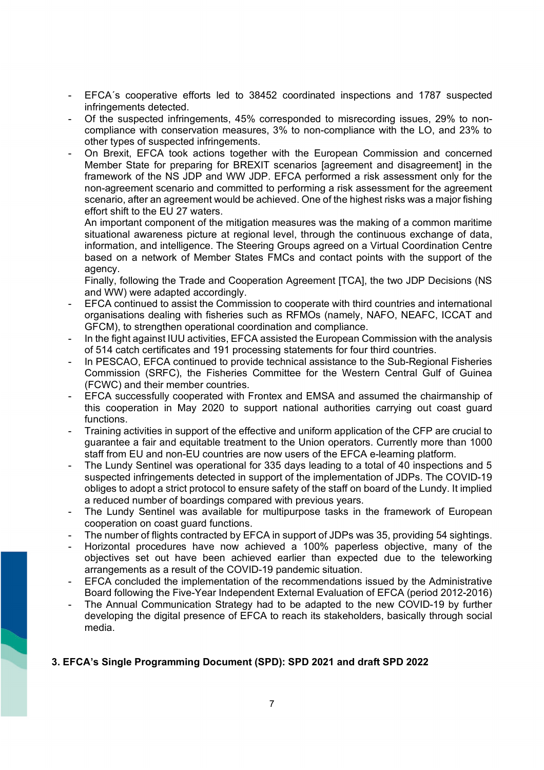- EFCA´s cooperative efforts led to 38452 coordinated inspections and 1787 suspected infringements detected.
- Of the suspected infringements, 45% corresponded to misrecording issues, 29% to non-compliance with conservation measures, 3% to non-compliance with the LO, and 23% to other types of suspected infringements.
- On Brexit, EFCA took actions together with the European Commission and concerned Member State for preparing for BREXIT scenarios [agreement and disagreement] in the framework of the NS JDP and WW JDP. EFCA performed a risk assessment only for the non-agreement scenario and committed to performing a risk assessment for the agreement scenario, after an agreement would be achieved. One of the highest risks was a major fishing effort shift to the EU 27 waters.

  An important component of the mitigation measures was the making of a common maritime situational awareness picture at regional level, through the continuous exchange of data, information, and intelligence. The Steering Groups agreed on a Virtual Coordination Centre based on a network of Member States FMCs and contact points with the support of the agency.

  Finally, following the Trade and Cooperation Agreement [TCA], the two JDP Decisions (NS and WW) were adapted accordingly.
- EFCA continued to assist the Commission to cooperate with third countries and international organisations dealing with fisheries such as RFMOs (namely, NAFO, NEAFC, ICCAT and GFCM), to strengthen operational coordination and compliance.
- In the fight against IUU activities, EFCA assisted the European Commission with the analysis of 514 catch certificates and 191 processing statements for four third countries.
- In PESCAO, EFCA continued to provide technical assistance to the Sub-Regional Fisheries Commission (SRFC), the Fisheries Committee for the Western Central Gulf of Guinea (FCWC) and their member countries.
- EFCA successfully cooperated with Frontex and EMSA and assumed the chairmanship of this cooperation in May 2020 to support national authorities carrying out coast guard functions.
- Training activities in support of the effective and uniform application of the CFP are crucial to guarantee a fair and equitable treatment to the Union operators. Currently more than 1000 staff from EU and non-EU countries are now users of the EFCA e-learning platform.
- The Lundy Sentinel was operational for 335 days leading to a total of 40 inspections and 5 suspected infringements detected in support of the implementation of JDPs. The COVID-19 obliges to adopt a strict protocol to ensure safety of the staff on board of the Lundy. It implied a reduced number of boardings compared with previous years.
- The Lundy Sentinel was available for multipurpose tasks in the framework of European cooperation on coast guard functions.
- The number of flights contracted by EFCA in support of JDPs was 35, providing 54 sightings.
- Horizontal procedures have now achieved a 100% paperless objective, many of the objectives set out have been achieved earlier than expected due to the teleworking arrangements as a result of the COVID-19 pandemic situation.
- EFCA concluded the implementation of the recommendations issued by the Administrative Board following the Five-Year Independent External Evaluation of EFCA (period 2012-2016)
- The Annual Communication Strategy had to be adapted to the new COVID-19 by further developing the digital presence of EFCA to reach its stakeholders, basically through social media.

## 3. EFCA's Single Programming Document (SPD): SPD 2021 and draft SPD 2022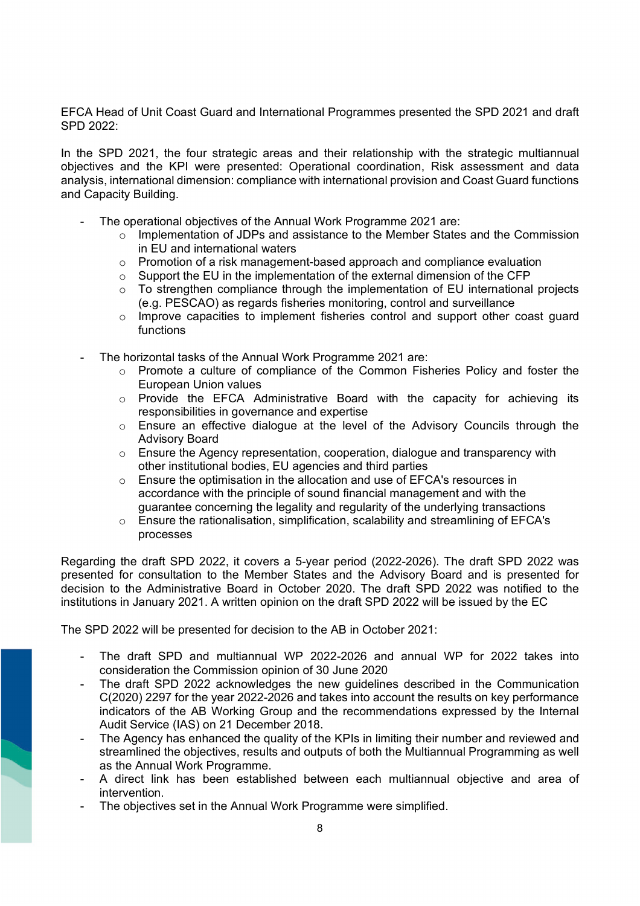EFCA Head of Unit Coast Guard and International Programmes presented the SPD 2021 and draft SPD 2022:

In the SPD 2021, the four strategic areas and their relationship with the strategic multiannual objectives and the KPI were presented: Operational coordination, Risk assessment and data analysis, international dimension: compliance with international provision and Coast Guard functions and Capacity Building.

- The operational objectives of the Annual Work Programme 2021 are:
  - Implementation of JDPs and assistance to the Member States and the Commission in EU and international waters
  - Promotion of a risk management-based approach and compliance evaluation
  - Support the EU in the implementation of the external dimension of the CFP
  - To strengthen compliance through the implementation of EU international projects (e.g. PESCAO) as regards fisheries monitoring, control and surveillance
  - Improve capacities to implement fisheries control and support other coast guard functions

- The horizontal tasks of the Annual Work Programme 2021 are:
  - Promote a culture of compliance of the Common Fisheries Policy and foster the European Union values
  - Provide the EFCA Administrative Board with the capacity for achieving its responsibilities in governance and expertise
  - Ensure an effective dialogue at the level of the Advisory Councils through the Advisory Board
  - Ensure the Agency representation, cooperation, dialogue and transparency with other institutional bodies, EU agencies and third parties
  - Ensure the optimisation in the allocation and use of EFCA's resources in accordance with the principle of sound financial management and with the guarantee concerning the legality and regularity of the underlying transactions
  - Ensure the rationalisation, simplification, scalability and streamlining of EFCA's processes

Regarding the draft SPD 2022, it covers a 5-year period (2022-2026). The draft SPD 2022 was presented for consultation to the Member States and the Advisory Board and is presented for decision to the Administrative Board in October 2020. The draft SPD 2022 was notified to the institutions in January 2021. A written opinion on the draft SPD 2022 will be issued by the EC

The SPD 2022 will be presented for decision to the AB in October 2021:

- The draft SPD and multiannual WP 2022-2026 and annual WP for 2022 takes into consideration the Commission opinion of 30 June 2020
- The draft SPD 2022 acknowledges the new guidelines described in the Communication C(2020) 2297 for the year 2022-2026 and takes into account the results on key performance indicators of the AB Working Group and the recommendations expressed by the Internal Audit Service (IAS) on 21 December 2018.
- The Agency has enhanced the quality of the KPIs in limiting their number and reviewed and streamlined the objectives, results and outputs of both the Multiannual Programming as well as the Annual Work Programme.
- A direct link has been established between each multiannual objective and area of intervention.
- The objectives set in the Annual Work Programme were simplified.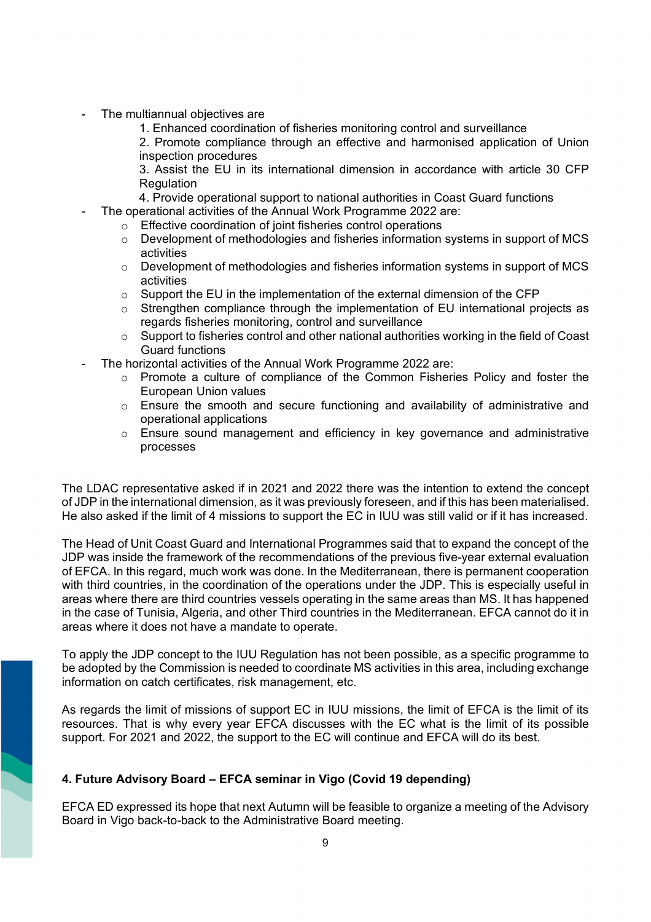- The multiannual objectives are
    1. Enhanced coordination of fisheries monitoring control and surveillance
    2. Promote compliance through an effective and harmonised application of Union inspection procedures
    3. Assist the EU in its international dimension in accordance with article 30 CFP Regulation
    4. Provide operational support to national authorities in Coast Guard functions
- The operational activities of the Annual Work Programme 2022 are:
    - Effective coordination of joint fisheries control operations
    - Development of methodologies and fisheries information systems in support of MCS activities
    - Development of methodologies and fisheries information systems in support of MCS activities
    - Support the EU in the implementation of the external dimension of the CFP
    - Strengthen compliance through the implementation of EU international projects as regards fisheries monitoring, control and surveillance
    - Support to fisheries control and other national authorities working in the field of Coast Guard functions
- The horizontal activities of the Annual Work Programme 2022 are:
    - Promote a culture of compliance of the Common Fisheries Policy and foster the European Union values
    - Ensure the smooth and secure functioning and availability of administrative and operational applications
    - Ensure sound management and efficiency in key governance and administrative processes

The LDAC representative asked if in 2021 and 2022 there was the intention to extend the concept of JDP in the international dimension, as it was previously foreseen, and if this has been materialised. He also asked if the limit of 4 missions to support the EC in IUU was still valid or if it has increased.

The Head of Unit Coast Guard and International Programmes said that to expand the concept of the JDP was inside the framework of the recommendations of the previous five-year external evaluation of EFCA. In this regard, much work was done. In the Mediterranean, there is permanent cooperation with third countries, in the coordination of the operations under the JDP. This is especially useful in areas where there are third countries vessels operating in the same areas than MS. It has happened in the case of Tunisia, Algeria, and other Third countries in the Mediterranean. EFCA cannot do it in areas where it does not have a mandate to operate.

To apply the JDP concept to the IUU Regulation has not been possible, as a specific programme to be adopted by the Commission is needed to coordinate MS activities in this area, including exchange information on catch certificates, risk management, etc.

As regards the limit of missions of support EC in IUU missions, the limit of EFCA is the limit of its resources. That is why every year EFCA discusses with the EC what is the limit of its possible support. For 2021 and 2022, the support to the EC will continue and EFCA will do its best.

## 4. Future Advisory Board – EFCA seminar in Vigo (Covid 19 depending)

EFCA ED expressed its hope that next Autumn will be feasible to organize a meeting of the Advisory Board in Vigo back-to-back to the Administrative Board meeting.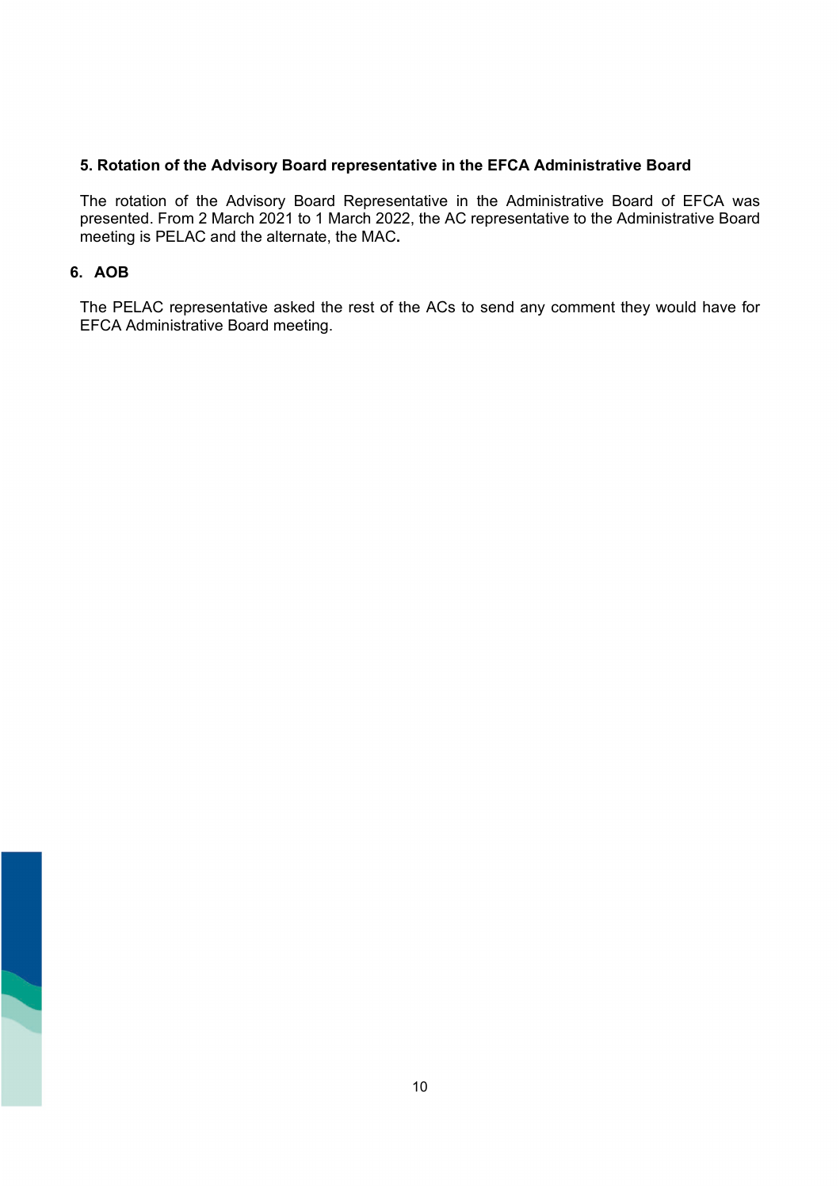## 5. Rotation of the Advisory Board representative in the EFCA Administrative Board

The rotation of the Advisory Board Representative in the Administrative Board of EFCA was presented. From 2 March 2021 to 1 March 2022, the AC representative to the Administrative Board meeting is PELAC and the alternate, the MAC**.**

## 6. AOB

The PELAC representative asked the rest of the ACs to send any comment they would have for EFCA Administrative Board meeting.